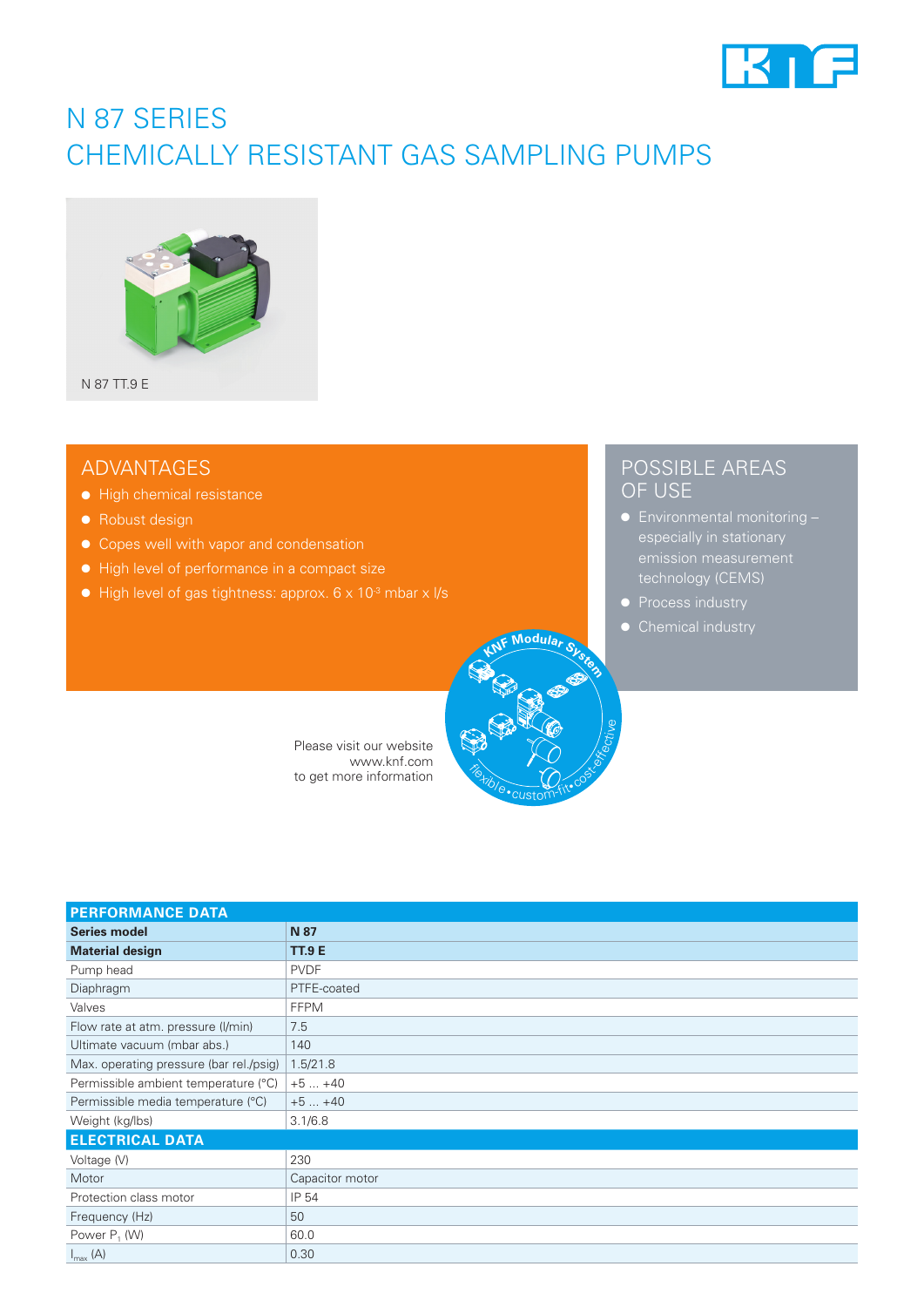# N 87 SERIES
# CHEMICALLY RESISTANT GAS SAMPLING PUMPS

N 87 TT.9 E

## ADVANTAGES

- High chemical resistance
- Robust design
- Copes well with vapor and condensation
- High level of performance in a compact size
- High level of gas tightness: approx. 6 x $10^{-3}$ mbar x l/s

## POSSIBLE AREAS OF USE

- Environmental monitoring – especially in stationary emission measurement technology (CEMS)
- Process industry
- Chemical industry

KNF Modular System – flexible • custom-fit • cost-effective

Please visit our website www.knf.com to get more information

| PERFORMANCE DATA | |
|---|---|
| **Series model** | **N 87** |
| **Material design** | **TT.9 E** |
| Pump head | PVDF |
| Diaphragm | PTFE-coated |
| Valves | FFPM |
| Flow rate at atm. pressure (l/min) | 7.5 |
| Ultimate vacuum (mbar abs.) | 140 |
| Max. operating pressure (bar rel./psig) | 1.5/21.8 |
| Permissible ambient temperature (°C) | +5 ... +40 |
| Permissible media temperature (°C) | +5 ... +40 |
| Weight (kg/lbs) | 3.1/6.8 |
| **ELECTRICAL DATA** | |
| Voltage (V) | 230 |
| Motor | Capacitor motor |
| Protection class motor | IP 54 |
| Frequency (Hz) | 50 |
| Power $P_1$ (W) | 60.0 |
| $I_{max}$ (A) | 0.30 |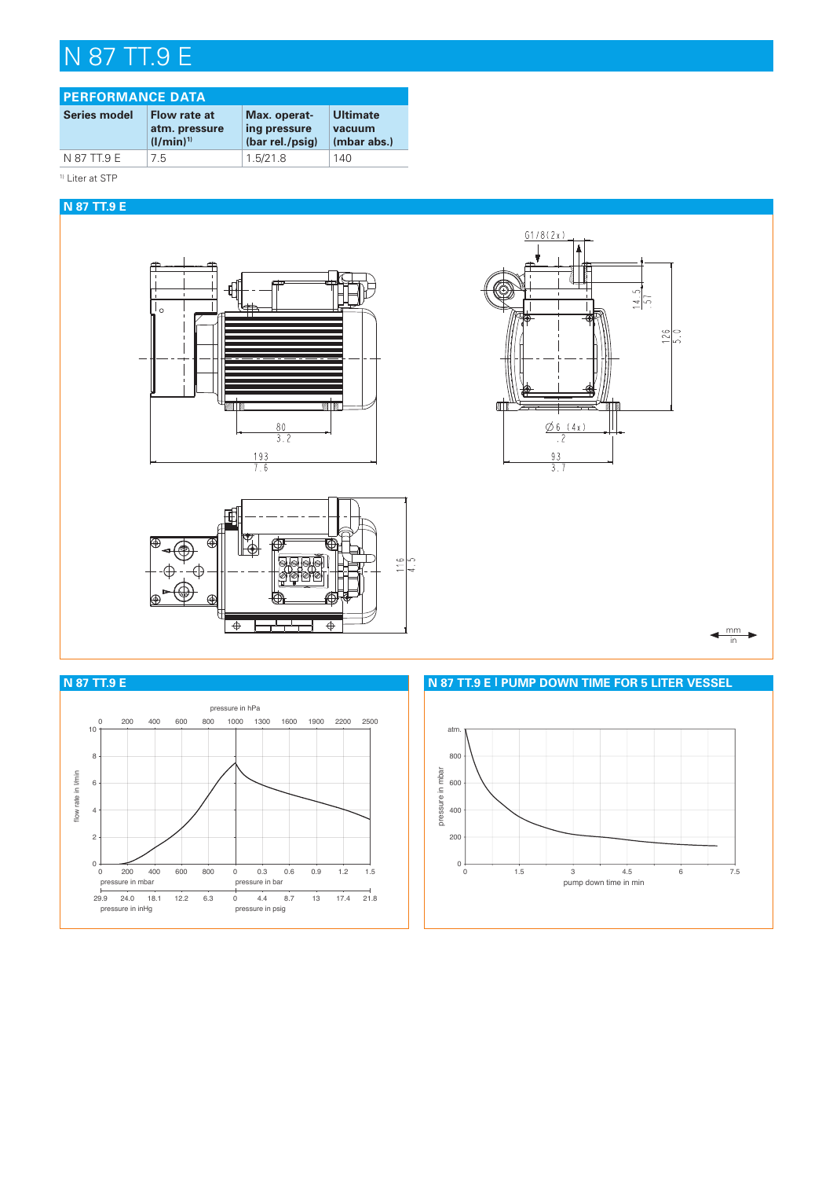# N 87 TT.9 E

## PERFORMANCE DATA

| Series model | Flow rate at atm. pressure (l/min)[1] | Max. operating pressure (bar rel./psig) | Ultimate vacuum (mbar abs.) |
|---|---|---|---|
| N 87 TT.9 E | 7.5 | 1.5/21.8 | 140 |

[1] Liter at STP

## N 87 TT.9 E

G1/8 (2x)

14.5 / .57

126 / 5.0

80 / 3.2

193 / 7.6

Ø6 (4x) / .2

93 / 3.7

116 / 4.5

mm / in

## N 87 TT.9 E

pressure in hPa: 0, 200, 400, 600, 800, 1000, 1300, 1600, 1900, 2200, 2500

flow rate in l/min: 0, 2, 4, 6, 8, 10

pressure in mbar: 0, 200, 400, 600, 800

pressure in bar: 0, 0.3, 0.6, 0.9, 1.2, 1.5

pressure in inHg: 29.9, 24.0, 18.1, 12.2, 6.3

pressure in psig: 0, 4.4, 8.7, 13, 17.4, 21.8

## N 87 TT.9 E | PUMP DOWN TIME FOR 5 LITER VESSEL

pressure in mbar: 0, 200, 400, 600, 800, atm.

pump down time in min: 0, 1.5, 3, 4.5, 6, 7.5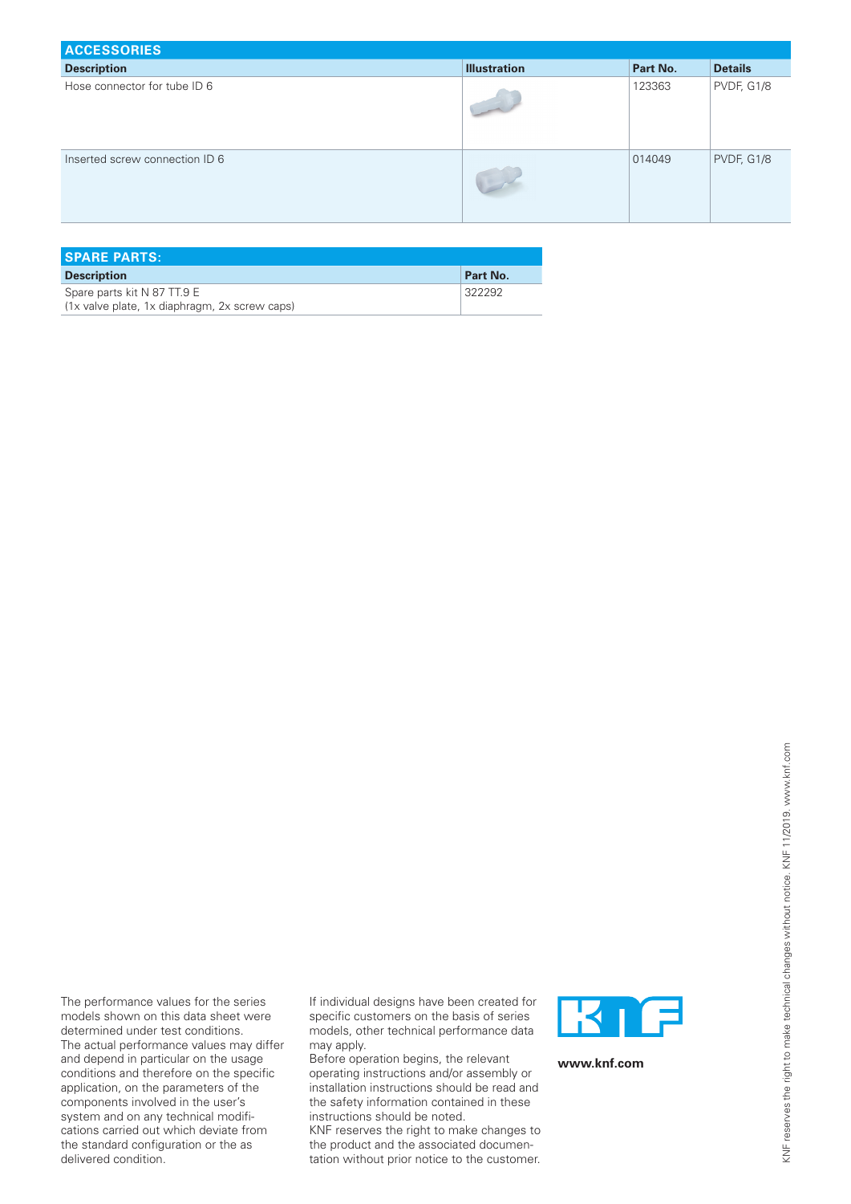## ACCESSORIES

| Description | Illustration | Part No. | Details |
|---|---|---|---|
| Hose connector for tube ID 6 | | 123363 | PVDF, G1/8 |
| Inserted screw connection ID 6 | | 014049 | PVDF, G1/8 |

## SPARE PARTS:

| Description | Part No. |
|---|---|
| Spare parts kit N 87 TT.9 E<br>(1x valve plate, 1x diaphragm, 2x screw caps) | 322292 |

The performance values for the series models shown on this data sheet were determined under test conditions. The actual performance values may differ and depend in particular on the usage conditions and therefore on the specific application, on the parameters of the components involved in the user's system and on any technical modifications carried out which deviate from the standard configuration or the as delivered condition.

If individual designs have been created for specific customers on the basis of series models, other technical performance data may apply.
Before operation begins, the relevant operating instructions and/or assembly or installation instructions should be read and the safety information contained in these instructions should be noted.
KNF reserves the right to make changes to the product and the associated documentation without prior notice to the customer.

KNF

**www.knf.com**

KNF reserves the right to make technical changes without notice. KNF 11/2019. www.knf.com